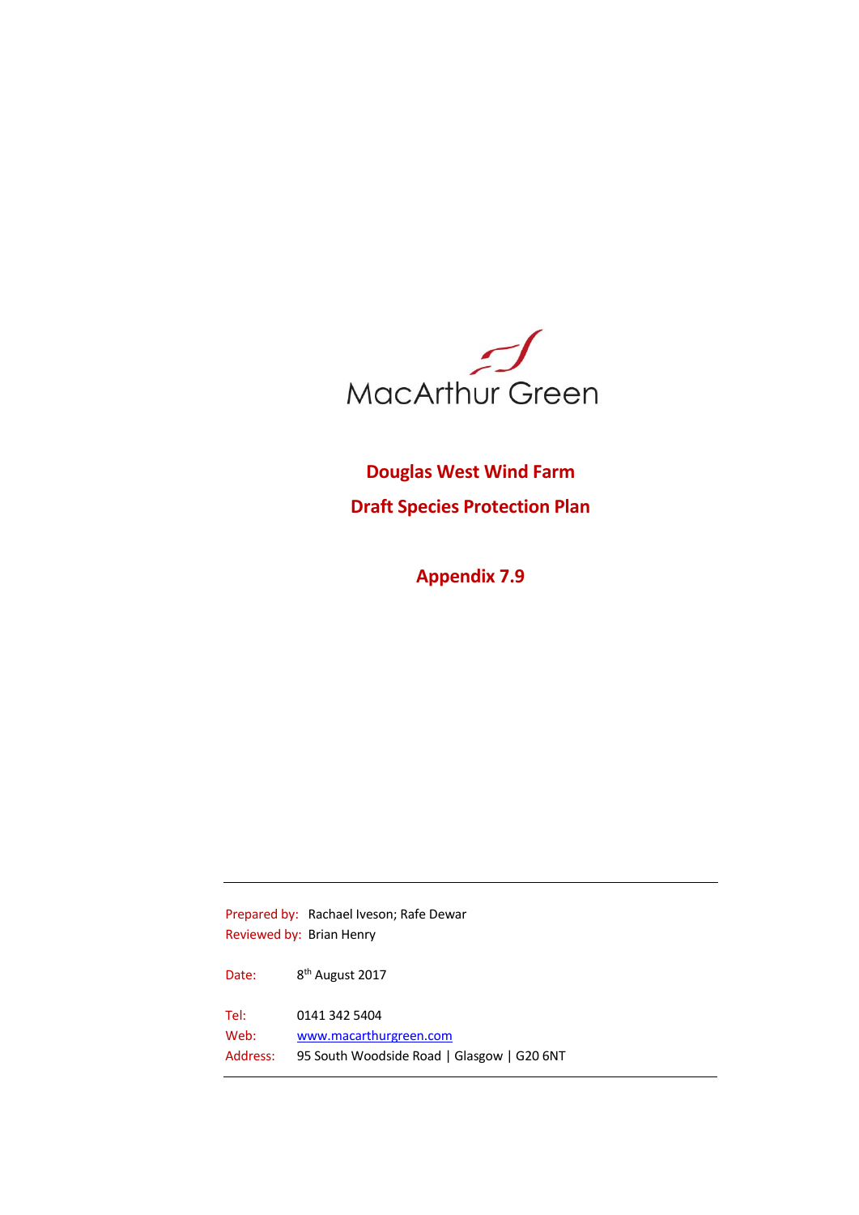MacArthur Green

# Douglas West Wind Farm

## Draft Species Protection Plan

## Appendix 7.9

---

Prepared by: Rachael Iveson; Rafe Dewar
Reviewed by: Brian Henry

Date: 8th August 2017

Tel: 0141 342 5404
Web: www.macarthurgreen.com
Address: 95 South Woodside Road | Glasgow | G20 6NT

---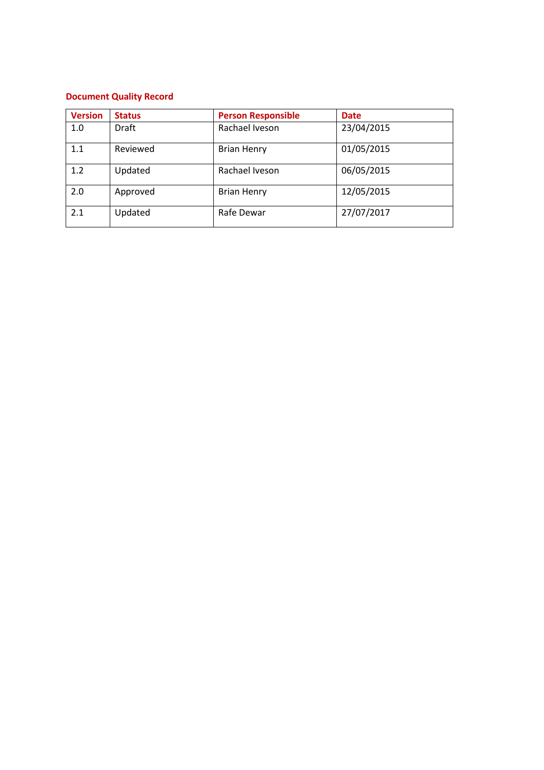**Document Quality Record**

| Version | Status | Person Responsible | Date |
|---|---|---|---|
| 1.0 | Draft | Rachael Iveson | 23/04/2015 |
| 1.1 | Reviewed | Brian Henry | 01/05/2015 |
| 1.2 | Updated | Rachael Iveson | 06/05/2015 |
| 2.0 | Approved | Brian Henry | 12/05/2015 |
| 2.1 | Updated | Rafe Dewar | 27/07/2017 |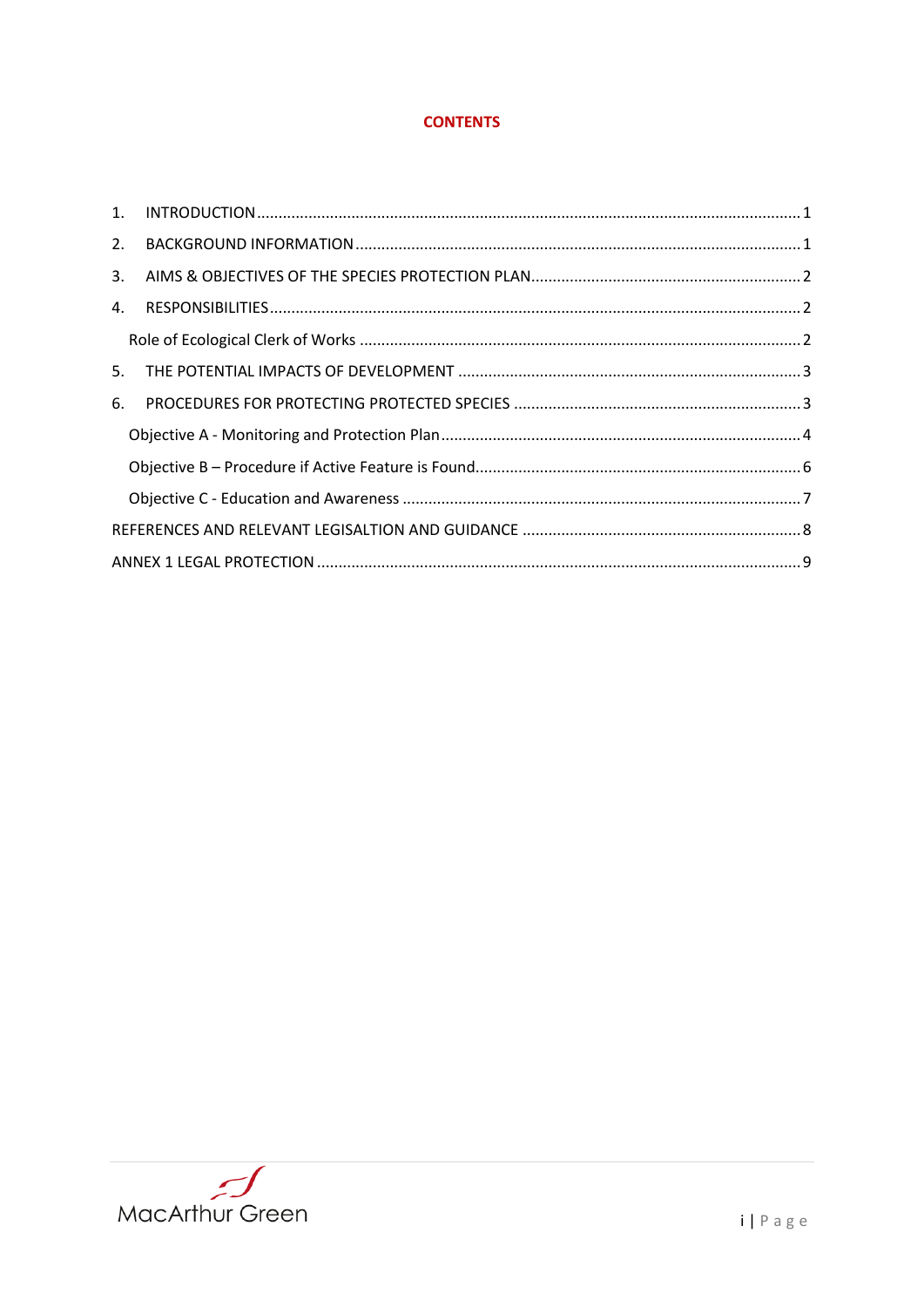# CONTENTS

1. INTRODUCTION ........................................................................................................................ 1
2. BACKGROUND INFORMATION ................................................................................................ 1
3. AIMS & OBJECTIVES OF THE SPECIES PROTECTION PLAN ........................................................ 2
4. RESPONSIBILITIES ................................................................................................................... 2
   - Role of Ecological Clerk of Works ........................................................................................... 2
5. THE POTENTIAL IMPACTS OF DEVELOPMENT ......................................................................... 3
6. PROCEDURES FOR PROTECTING PROTECTED SPECIES ............................................................ 3
   - Objective A - Monitoring and Protection Plan .......................................................................... 4
   - Objective B – Procedure if Active Feature is Found ................................................................. 6
   - Objective C - Education and Awareness .................................................................................. 7

REFERENCES AND RELEVANT LEGISALTION AND GUIDANCE ......................................................... 8

ANNEX 1 LEGAL PROTECTION ........................................................................................................ 9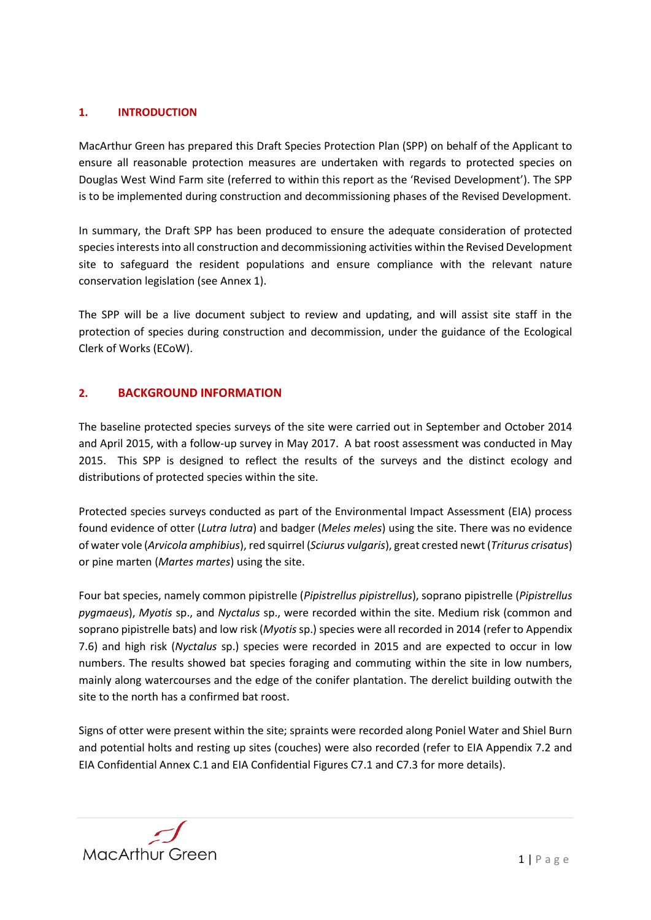## 1. INTRODUCTION

MacArthur Green has prepared this Draft Species Protection Plan (SPP) on behalf of the Applicant to ensure all reasonable protection measures are undertaken with regards to protected species on Douglas West Wind Farm site (referred to within this report as the 'Revised Development'). The SPP is to be implemented during construction and decommissioning phases of the Revised Development.

In summary, the Draft SPP has been produced to ensure the adequate consideration of protected species interests into all construction and decommissioning activities within the Revised Development site to safeguard the resident populations and ensure compliance with the relevant nature conservation legislation (see Annex 1).

The SPP will be a live document subject to review and updating, and will assist site staff in the protection of species during construction and decommission, under the guidance of the Ecological Clerk of Works (ECoW).

## 2. BACKGROUND INFORMATION

The baseline protected species surveys of the site were carried out in September and October 2014 and April 2015, with a follow-up survey in May 2017. A bat roost assessment was conducted in May 2015. This SPP is designed to reflect the results of the surveys and the distinct ecology and distributions of protected species within the site.

Protected species surveys conducted as part of the Environmental Impact Assessment (EIA) process found evidence of otter (*Lutra lutra*) and badger (*Meles meles*) using the site. There was no evidence of water vole (*Arvicola amphibius*), red squirrel (*Sciurus vulgaris*), great crested newt (*Triturus crisatus*) or pine marten (*Martes martes*) using the site.

Four bat species, namely common pipistrelle (*Pipistrellus pipistrellus*), soprano pipistrelle (*Pipistrellus pygmaeus*), *Myotis* sp., and *Nyctalus* sp., were recorded within the site. Medium risk (common and soprano pipistrelle bats) and low risk (*Myotis* sp.) species were all recorded in 2014 (refer to Appendix 7.6) and high risk (*Nyctalus* sp.) species were recorded in 2015 and are expected to occur in low numbers. The results showed bat species foraging and commuting within the site in low numbers, mainly along watercourses and the edge of the conifer plantation. The derelict building outwith the site to the north has a confirmed bat roost.

Signs of otter were present within the site; spraints were recorded along Poniel Water and Shiel Burn and potential holts and resting up sites (couches) were also recorded (refer to EIA Appendix 7.2 and EIA Confidential Annex C.1 and EIA Confidential Figures C7.1 and C7.3 for more details).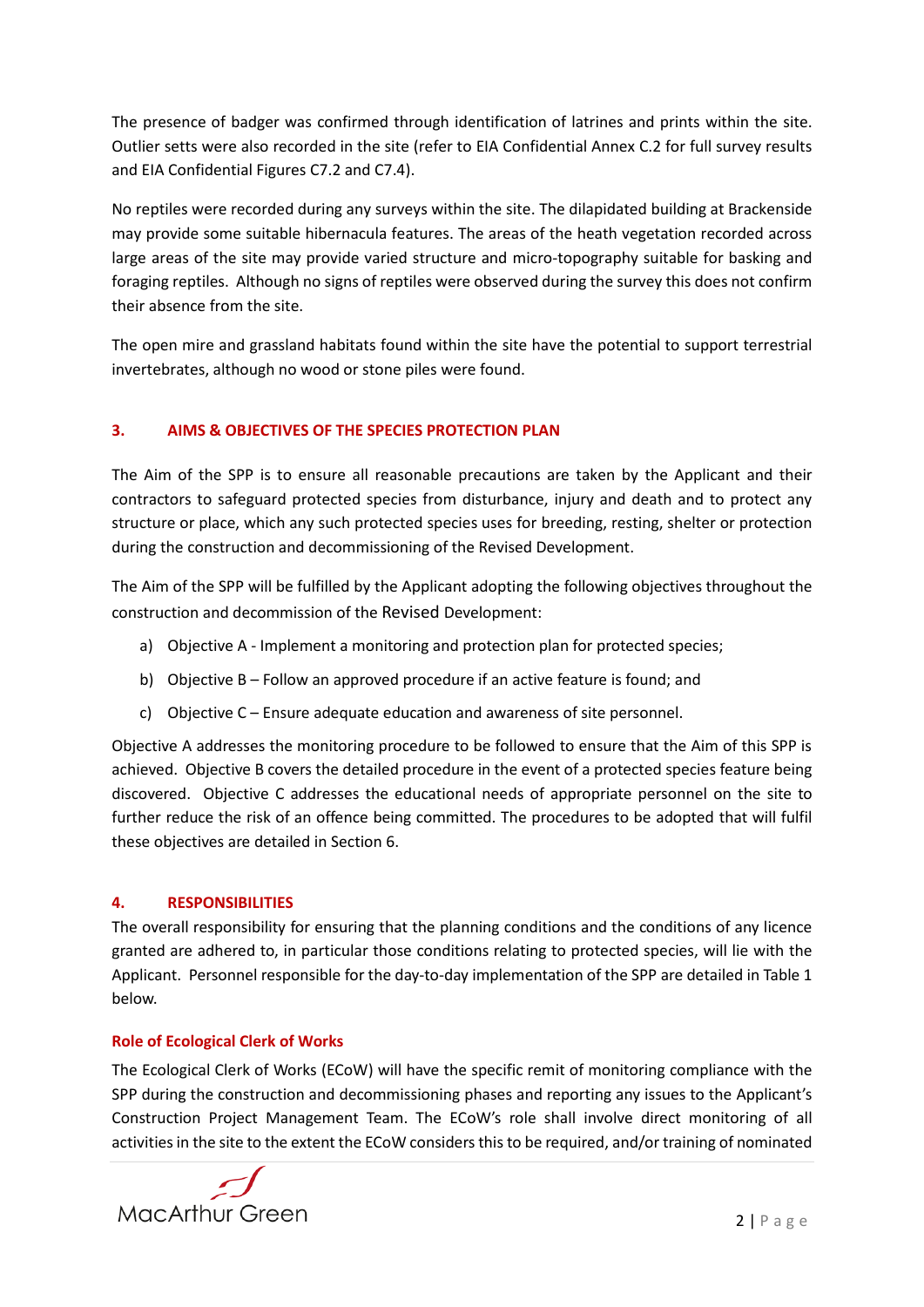The presence of badger was confirmed through identification of latrines and prints within the site. Outlier setts were also recorded in the site (refer to EIA Confidential Annex C.2 for full survey results and EIA Confidential Figures C7.2 and C7.4).

No reptiles were recorded during any surveys within the site. The dilapidated building at Brackenside may provide some suitable hibernacula features. The areas of the heath vegetation recorded across large areas of the site may provide varied structure and micro-topography suitable for basking and foraging reptiles. Although no signs of reptiles were observed during the survey this does not confirm their absence from the site.

The open mire and grassland habitats found within the site have the potential to support terrestrial invertebrates, although no wood or stone piles were found.

## 3. AIMS & OBJECTIVES OF THE SPECIES PROTECTION PLAN

The Aim of the SPP is to ensure all reasonable precautions are taken by the Applicant and their contractors to safeguard protected species from disturbance, injury and death and to protect any structure or place, which any such protected species uses for breeding, resting, shelter or protection during the construction and decommissioning of the Revised Development.

The Aim of the SPP will be fulfilled by the Applicant adopting the following objectives throughout the construction and decommission of the Revised Development:

a) Objective A - Implement a monitoring and protection plan for protected species;

b) Objective B – Follow an approved procedure if an active feature is found; and

c) Objective C – Ensure adequate education and awareness of site personnel.

Objective A addresses the monitoring procedure to be followed to ensure that the Aim of this SPP is achieved. Objective B covers the detailed procedure in the event of a protected species feature being discovered. Objective C addresses the educational needs of appropriate personnel on the site to further reduce the risk of an offence being committed. The procedures to be adopted that will fulfil these objectives are detailed in Section 6.

## 4. RESPONSIBILITIES

The overall responsibility for ensuring that the planning conditions and the conditions of any licence granted are adhered to, in particular those conditions relating to protected species, will lie with the Applicant. Personnel responsible for the day-to-day implementation of the SPP are detailed in Table 1 below.

### Role of Ecological Clerk of Works

The Ecological Clerk of Works (ECoW) will have the specific remit of monitoring compliance with the SPP during the construction and decommissioning phases and reporting any issues to the Applicant's Construction Project Management Team. The ECoW's role shall involve direct monitoring of all activities in the site to the extent the ECoW considers this to be required, and/or training of nominated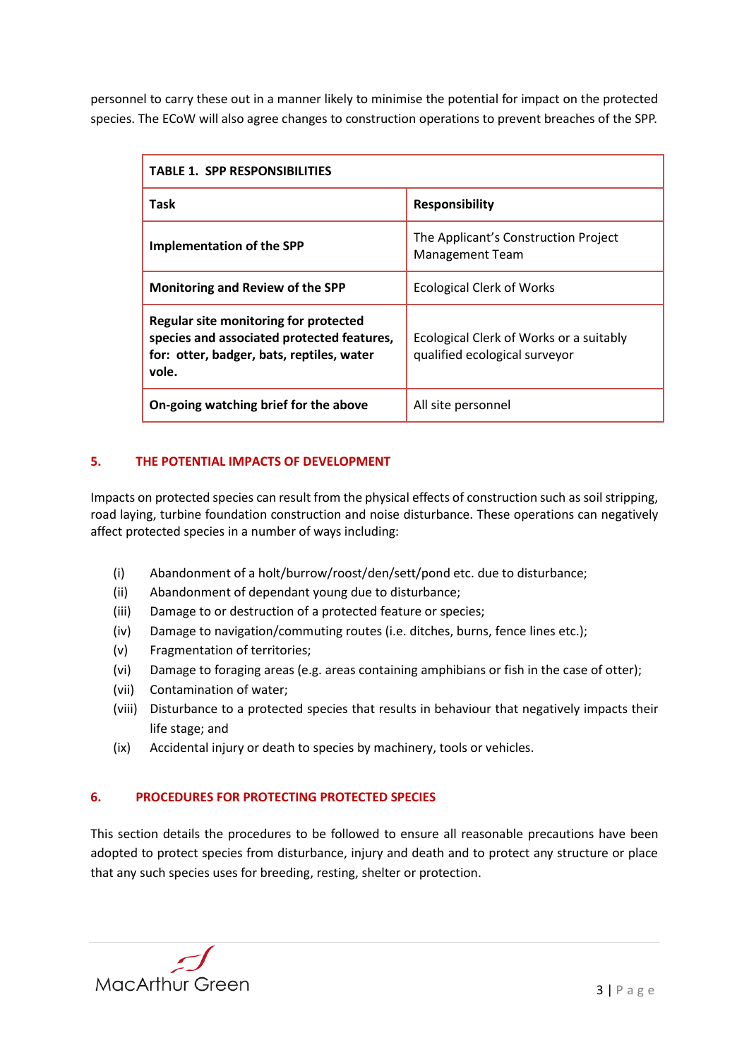personnel to carry these out in a manner likely to minimise the potential for impact on the protected species. The ECoW will also agree changes to construction operations to prevent breaches of the SPP.

| **TABLE 1. SPP RESPONSIBILITIES** | |
|---|---|
| **Task** | **Responsibility** |
| **Implementation of the SPP** | The Applicant's Construction Project Management Team |
| **Monitoring and Review of the SPP** | Ecological Clerk of Works |
| **Regular site monitoring for protected species and associated protected features, for: otter, badger, bats, reptiles, water vole.** | Ecological Clerk of Works or a suitably qualified ecological surveyor |
| **On-going watching brief for the above** | All site personnel |

## 5. THE POTENTIAL IMPACTS OF DEVELOPMENT

Impacts on protected species can result from the physical effects of construction such as soil stripping, road laying, turbine foundation construction and noise disturbance. These operations can negatively affect protected species in a number of ways including:

- (i) Abandonment of a holt/burrow/roost/den/sett/pond etc. due to disturbance;
- (ii) Abandonment of dependant young due to disturbance;
- (iii) Damage to or destruction of a protected feature or species;
- (iv) Damage to navigation/commuting routes (i.e. ditches, burns, fence lines etc.);
- (v) Fragmentation of territories;
- (vi) Damage to foraging areas (e.g. areas containing amphibians or fish in the case of otter);
- (vii) Contamination of water;
- (viii) Disturbance to a protected species that results in behaviour that negatively impacts their life stage; and
- (ix) Accidental injury or death to species by machinery, tools or vehicles.

## 6. PROCEDURES FOR PROTECTING PROTECTED SPECIES

This section details the procedures to be followed to ensure all reasonable precautions have been adopted to protect species from disturbance, injury and death and to protect any structure or place that any such species uses for breeding, resting, shelter or protection.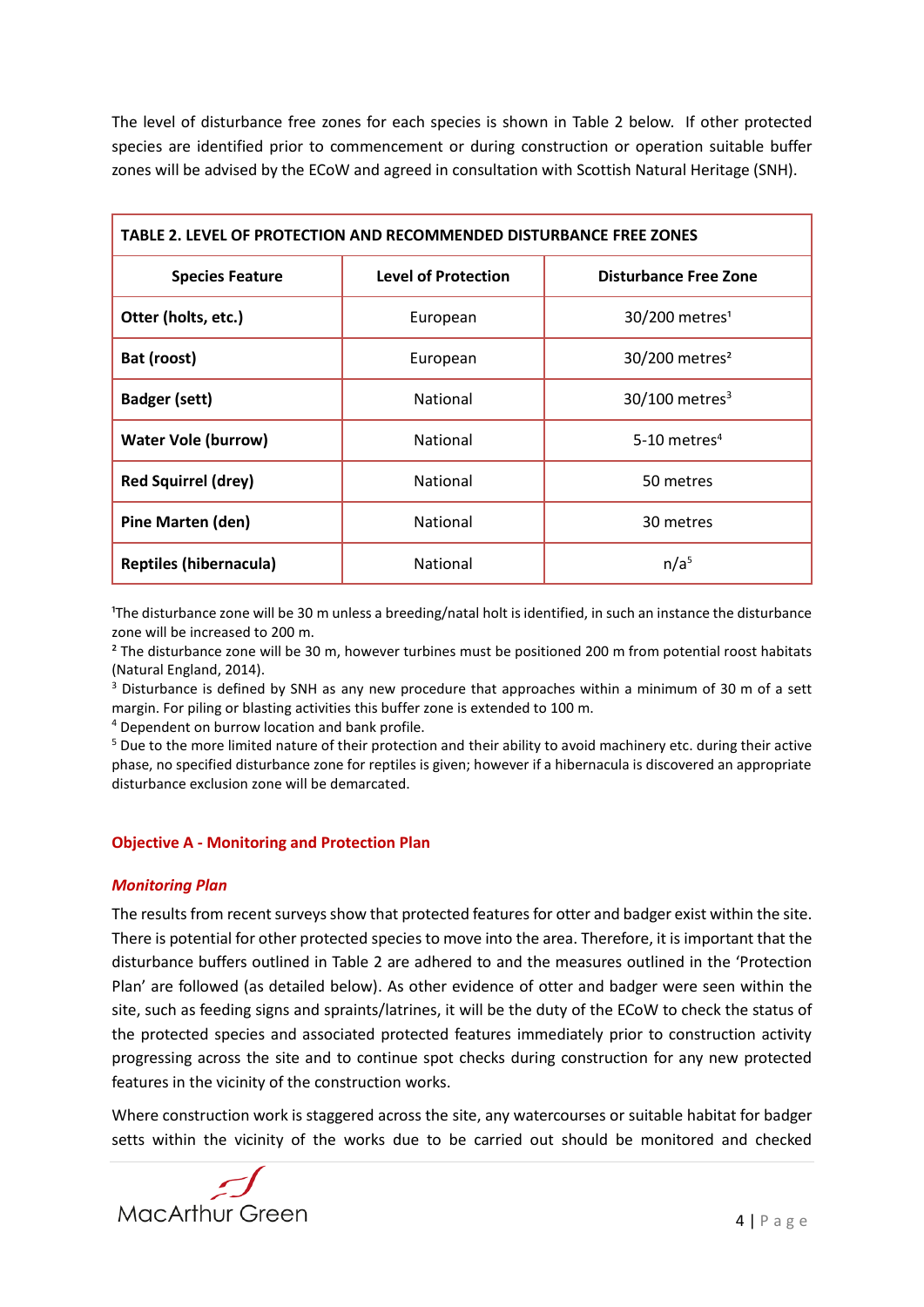The level of disturbance free zones for each species is shown in Table 2 below. If other protected species are identified prior to commencement or during construction or operation suitable buffer zones will be advised by the ECoW and agreed in consultation with Scottish Natural Heritage (SNH).

**TABLE 2. LEVEL OF PROTECTION AND RECOMMENDED DISTURBANCE FREE ZONES**

| Species Feature | Level of Protection | Disturbance Free Zone |
|---|---|---|
| **Otter (holts, etc.)** | European | 30/200 metres[1] |
| **Bat (roost)** | European | 30/200 metres[2] |
| **Badger (sett)** | National | 30/100 metres[3] |
| **Water Vole (burrow)** | National | 5-10 metres[4] |
| **Red Squirrel (drey)** | National | 50 metres |
| **Pine Marten (den)** | National | 30 metres |
| **Reptiles (hibernacula)** | National | n/a[5] |

[1] The disturbance zone will be 30 m unless a breeding/natal holt is identified, in such an instance the disturbance zone will be increased to 200 m.

[2] The disturbance zone will be 30 m, however turbines must be positioned 200 m from potential roost habitats (Natural England, 2014).

[3] Disturbance is defined by SNH as any new procedure that approaches within a minimum of 30 m of a sett margin. For piling or blasting activities this buffer zone is extended to 100 m.

[4] Dependent on burrow location and bank profile.

[5] Due to the more limited nature of their protection and their ability to avoid machinery etc. during their active phase, no specified disturbance zone for reptiles is given; however if a hibernacula is discovered an appropriate disturbance exclusion zone will be demarcated.

## Objective A - Monitoring and Protection Plan

### *Monitoring Plan*

The results from recent surveys show that protected features for otter and badger exist within the site. There is potential for other protected species to move into the area. Therefore, it is important that the disturbance buffers outlined in Table 2 are adhered to and the measures outlined in the 'Protection Plan' are followed (as detailed below). As other evidence of otter and badger were seen within the site, such as feeding signs and spraints/latrines, it will be the duty of the ECoW to check the status of the protected species and associated protected features immediately prior to construction activity progressing across the site and to continue spot checks during construction for any new protected features in the vicinity of the construction works.

Where construction work is staggered across the site, any watercourses or suitable habitat for badger setts within the vicinity of the works due to be carried out should be monitored and checked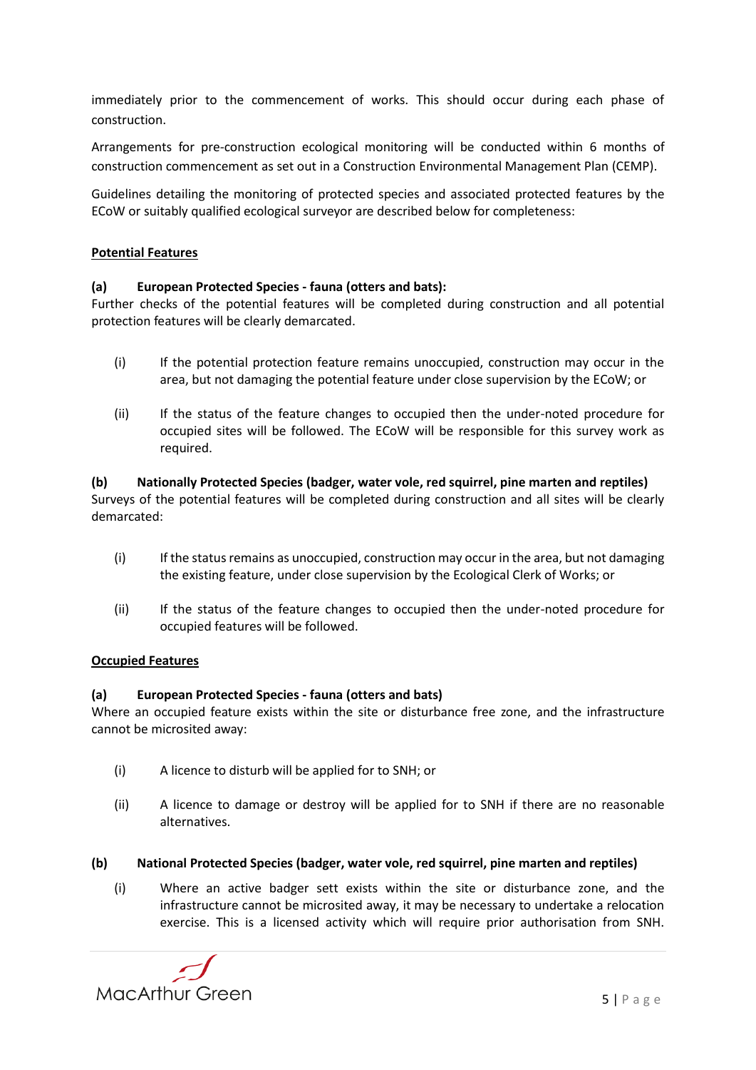immediately prior to the commencement of works. This should occur during each phase of construction.

Arrangements for pre-construction ecological monitoring will be conducted within 6 months of construction commencement as set out in a Construction Environmental Management Plan (CEMP).

Guidelines detailing the monitoring of protected species and associated protected features by the ECoW or suitably qualified ecological surveyor are described below for completeness:

<u>**Potential Features**</u>

**(a) European Protected Species - fauna (otters and bats):**
Further checks of the potential features will be completed during construction and all potential protection features will be clearly demarcated.

(i) If the potential protection feature remains unoccupied, construction may occur in the area, but not damaging the potential feature under close supervision by the ECoW; or

(ii) If the status of the feature changes to occupied then the under-noted procedure for occupied sites will be followed. The ECoW will be responsible for this survey work as required.

**(b) Nationally Protected Species (badger, water vole, red squirrel, pine marten and reptiles)**
Surveys of the potential features will be completed during construction and all sites will be clearly demarcated:

(i) If the status remains as unoccupied, construction may occur in the area, but not damaging the existing feature, under close supervision by the Ecological Clerk of Works; or

(ii) If the status of the feature changes to occupied then the under-noted procedure for occupied features will be followed.

<u>**Occupied Features**</u>

**(a) European Protected Species - fauna (otters and bats)**
Where an occupied feature exists within the site or disturbance free zone, and the infrastructure cannot be microsited away:

(i) A licence to disturb will be applied for to SNH; or

(ii) A licence to damage or destroy will be applied for to SNH if there are no reasonable alternatives.

**(b) National Protected Species (badger, water vole, red squirrel, pine marten and reptiles)**

(i) Where an active badger sett exists within the site or disturbance zone, and the infrastructure cannot be microsited away, it may be necessary to undertake a relocation exercise. This is a licensed activity which will require prior authorisation from SNH.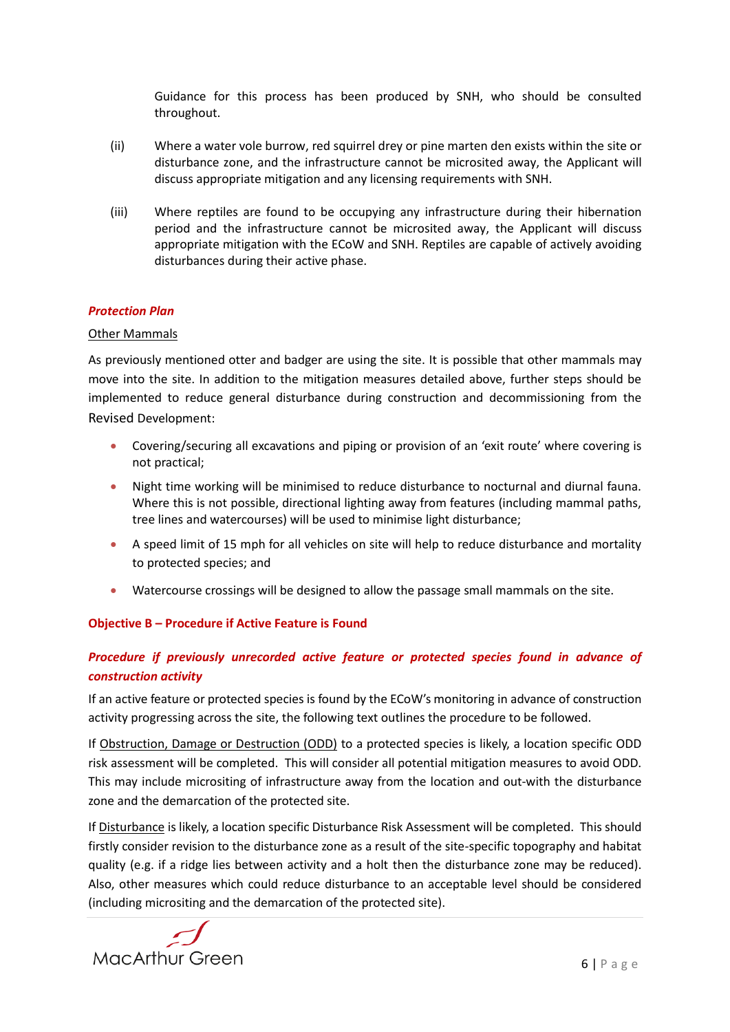Guidance for this process has been produced by SNH, who should be consulted throughout.

(ii) Where a water vole burrow, red squirrel drey or pine marten den exists within the site or disturbance zone, and the infrastructure cannot be microsited away, the Applicant will discuss appropriate mitigation and any licensing requirements with SNH.

(iii) Where reptiles are found to be occupying any infrastructure during their hibernation period and the infrastructure cannot be microsited away, the Applicant will discuss appropriate mitigation with the ECoW and SNH. Reptiles are capable of actively avoiding disturbances during their active phase.

***Protection Plan***

Other Mammals

As previously mentioned otter and badger are using the site. It is possible that other mammals may move into the site. In addition to the mitigation measures detailed above, further steps should be implemented to reduce general disturbance during construction and decommissioning from the Revised Development:

- Covering/securing all excavations and piping or provision of an 'exit route' where covering is not practical;
- Night time working will be minimised to reduce disturbance to nocturnal and diurnal fauna. Where this is not possible, directional lighting away from features (including mammal paths, tree lines and watercourses) will be used to minimise light disturbance;
- A speed limit of 15 mph for all vehicles on site will help to reduce disturbance and mortality to protected species; and
- Watercourse crossings will be designed to allow the passage small mammals on the site.

**Objective B – Procedure if Active Feature is Found**

***Procedure if previously unrecorded active feature or protected species found in advance of construction activity***

If an active feature or protected species is found by the ECoW's monitoring in advance of construction activity progressing across the site, the following text outlines the procedure to be followed.

If Obstruction, Damage or Destruction (ODD) to a protected species is likely, a location specific ODD risk assessment will be completed. This will consider all potential mitigation measures to avoid ODD. This may include micrositing of infrastructure away from the location and out-with the disturbance zone and the demarcation of the protected site.

If Disturbance is likely, a location specific Disturbance Risk Assessment will be completed. This should firstly consider revision to the disturbance zone as a result of the site-specific topography and habitat quality (e.g. if a ridge lies between activity and a holt then the disturbance zone may be reduced). Also, other measures which could reduce disturbance to an acceptable level should be considered (including micrositing and the demarcation of the protected site).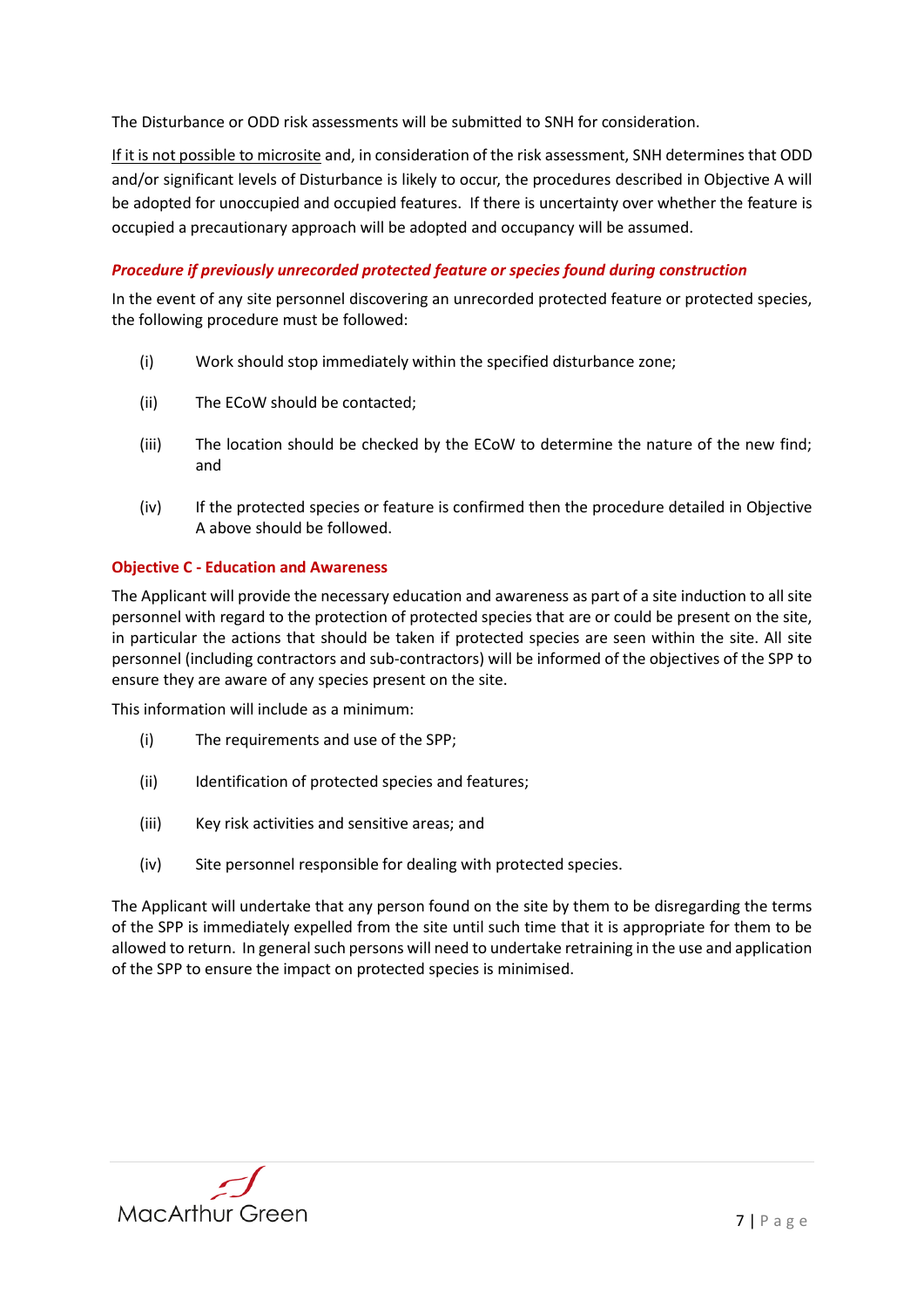The Disturbance or ODD risk assessments will be submitted to SNH for consideration.

If it is not possible to microsite and, in consideration of the risk assessment, SNH determines that ODD and/or significant levels of Disturbance is likely to occur, the procedures described in Objective A will be adopted for unoccupied and occupied features. If there is uncertainty over whether the feature is occupied a precautionary approach will be adopted and occupancy will be assumed.

***Procedure if previously unrecorded protected feature or species found during construction***

In the event of any site personnel discovering an unrecorded protected feature or protected species, the following procedure must be followed:

(i) Work should stop immediately within the specified disturbance zone;

(ii) The ECoW should be contacted;

(iii) The location should be checked by the ECoW to determine the nature of the new find; and

(iv) If the protected species or feature is confirmed then the procedure detailed in Objective A above should be followed.

**Objective C - Education and Awareness**

The Applicant will provide the necessary education and awareness as part of a site induction to all site personnel with regard to the protection of protected species that are or could be present on the site, in particular the actions that should be taken if protected species are seen within the site. All site personnel (including contractors and sub-contractors) will be informed of the objectives of the SPP to ensure they are aware of any species present on the site.

This information will include as a minimum:

(i) The requirements and use of the SPP;

(ii) Identification of protected species and features;

(iii) Key risk activities and sensitive areas; and

(iv) Site personnel responsible for dealing with protected species.

The Applicant will undertake that any person found on the site by them to be disregarding the terms of the SPP is immediately expelled from the site until such time that it is appropriate for them to be allowed to return. In general such persons will need to undertake retraining in the use and application of the SPP to ensure the impact on protected species is minimised.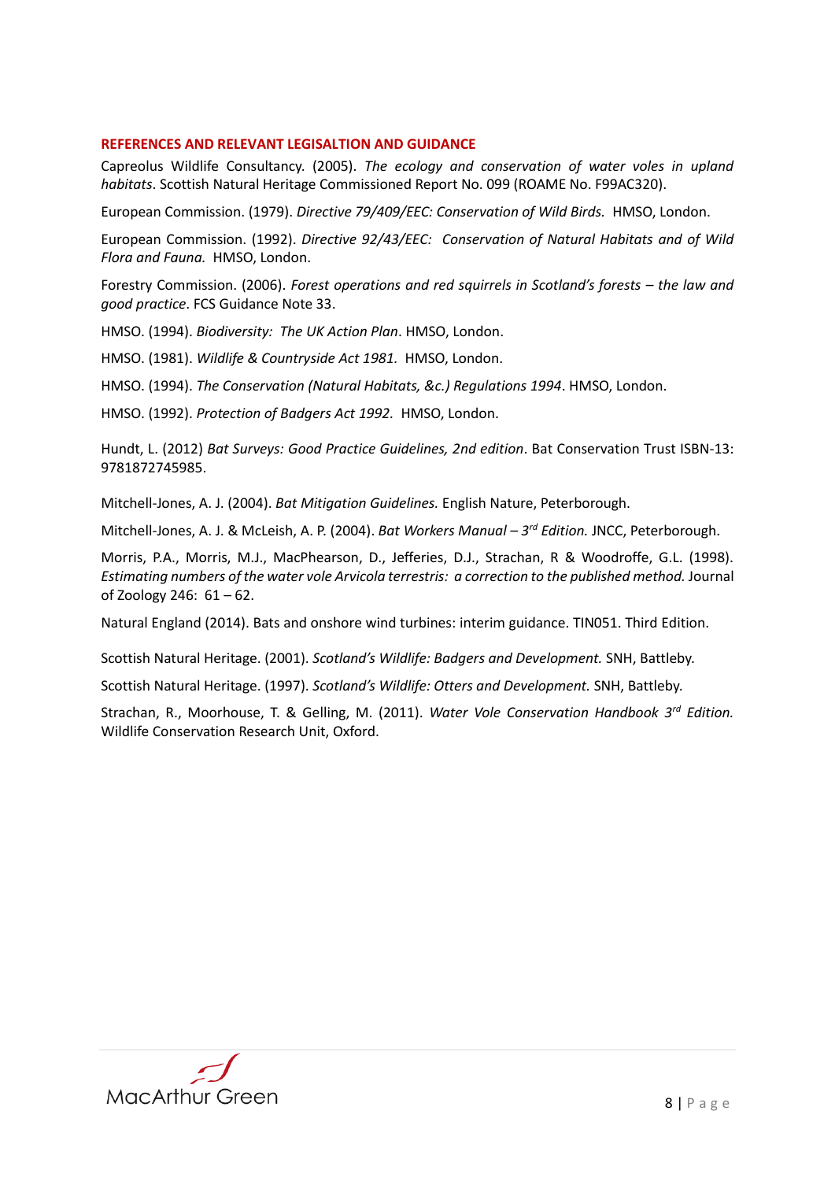## REFERENCES AND RELEVANT LEGISALTION AND GUIDANCE

Capreolus Wildlife Consultancy. (2005). *The ecology and conservation of water voles in upland habitats*. Scottish Natural Heritage Commissioned Report No. 099 (ROAME No. F99AC320).

European Commission. (1979). *Directive 79/409/EEC: Conservation of Wild Birds.* HMSO, London.

European Commission. (1992). *Directive 92/43/EEC: Conservation of Natural Habitats and of Wild Flora and Fauna.* HMSO, London.

Forestry Commission. (2006). *Forest operations and red squirrels in Scotland's forests – the law and good practice*. FCS Guidance Note 33.

HMSO. (1994). *Biodiversity: The UK Action Plan*. HMSO, London.

HMSO. (1981). *Wildlife & Countryside Act 1981.* HMSO, London.

HMSO. (1994). *The Conservation (Natural Habitats, &c.) Regulations 1994*. HMSO, London.

HMSO. (1992). *Protection of Badgers Act 1992.* HMSO, London.

Hundt, L. (2012) *Bat Surveys: Good Practice Guidelines, 2nd edition*. Bat Conservation Trust ISBN-13: 9781872745985.

Mitchell-Jones, A. J. (2004). *Bat Mitigation Guidelines.* English Nature, Peterborough.

Mitchell-Jones, A. J. & McLeish, A. P. (2004). *Bat Workers Manual – 3rd Edition.* JNCC, Peterborough.

Morris, P.A., Morris, M.J., MacPhearson, D., Jefferies, D.J., Strachan, R & Woodroffe, G.L. (1998). *Estimating numbers of the water vole Arvicola terrestris: a correction to the published method.* Journal of Zoology 246: 61 – 62.

Natural England (2014). Bats and onshore wind turbines: interim guidance. TIN051. Third Edition.

Scottish Natural Heritage. (2001). *Scotland's Wildlife: Badgers and Development.* SNH, Battleby.

Scottish Natural Heritage. (1997). *Scotland's Wildlife: Otters and Development.* SNH, Battleby.

Strachan, R., Moorhouse, T. & Gelling, M. (2011). *Water Vole Conservation Handbook 3rd Edition.* Wildlife Conservation Research Unit, Oxford.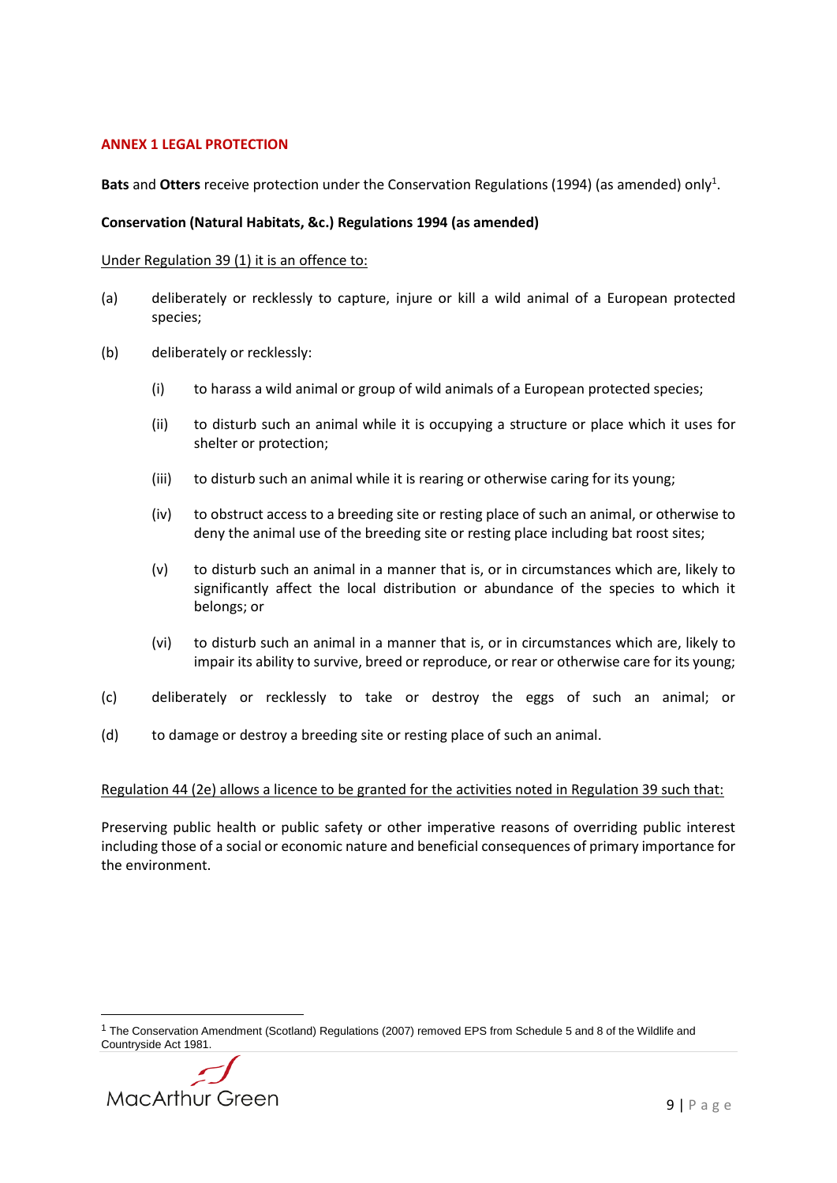## ANNEX 1 LEGAL PROTECTION

**Bats** and **Otters** receive protection under the Conservation Regulations (1994) (as amended) only[1].

**Conservation (Natural Habitats, &c.) Regulations 1994 (as amended)**

Under Regulation 39 (1) it is an offence to:

(a) deliberately or recklessly to capture, injure or kill a wild animal of a European protected species;

(b) deliberately or recklessly:

- (i) to harass a wild animal or group of wild animals of a European protected species;
- (ii) to disturb such an animal while it is occupying a structure or place which it uses for shelter or protection;
- (iii) to disturb such an animal while it is rearing or otherwise caring for its young;
- (iv) to obstruct access to a breeding site or resting place of such an animal, or otherwise to deny the animal use of the breeding site or resting place including bat roost sites;
- (v) to disturb such an animal in a manner that is, or in circumstances which are, likely to significantly affect the local distribution or abundance of the species to which it belongs; or
- (vi) to disturb such an animal in a manner that is, or in circumstances which are, likely to impair its ability to survive, breed or reproduce, or rear or otherwise care for its young;

(c) deliberately or recklessly to take or destroy the eggs of such an animal; or

(d) to damage or destroy a breeding site or resting place of such an animal.

Regulation 44 (2e) allows a licence to be granted for the activities noted in Regulation 39 such that:

Preserving public health or public safety or other imperative reasons of overriding public interest including those of a social or economic nature and beneficial consequences of primary importance for the environment.

---

[1] The Conservation Amendment (Scotland) Regulations (2007) removed EPS from Schedule 5 and 8 of the Wildlife and Countryside Act 1981.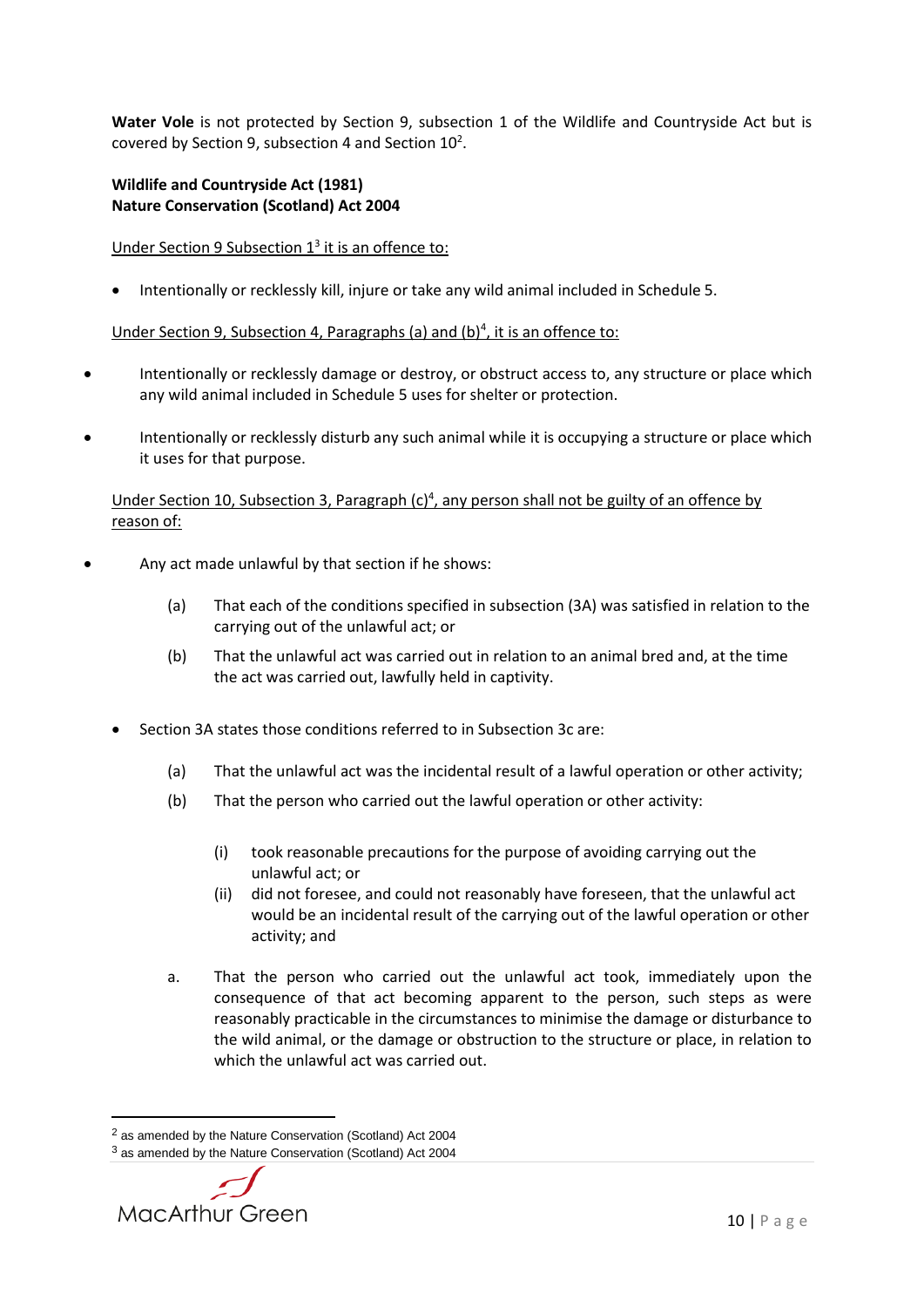**Water Vole** is not protected by Section 9, subsection 1 of the Wildlife and Countryside Act but is covered by Section 9, subsection 4 and Section 10[2].

**Wildlife and Countryside Act (1981)**
**Nature Conservation (Scotland) Act 2004**

Under Section 9 Subsection 1[3] it is an offence to:

- Intentionally or recklessly kill, injure or take any wild animal included in Schedule 5.

Under Section 9, Subsection 4, Paragraphs (a) and (b)[4], it is an offence to:

- Intentionally or recklessly damage or destroy, or obstruct access to, any structure or place which any wild animal included in Schedule 5 uses for shelter or protection.
- Intentionally or recklessly disturb any such animal while it is occupying a structure or place which it uses for that purpose.

Under Section 10, Subsection 3, Paragraph (c)[4], any person shall not be guilty of an offence by reason of:

- Any act made unlawful by that section if he shows:
  - (a) That each of the conditions specified in subsection (3A) was satisfied in relation to the carrying out of the unlawful act; or
  - (b) That the unlawful act was carried out in relation to an animal bred and, at the time the act was carried out, lawfully held in captivity.
- Section 3A states those conditions referred to in Subsection 3c are:
  - (a) That the unlawful act was the incidental result of a lawful operation or other activity;
  - (b) That the person who carried out the lawful operation or other activity:
    - (i) took reasonable precautions for the purpose of avoiding carrying out the unlawful act; or
    - (ii) did not foresee, and could not reasonably have foreseen, that the unlawful act would be an incidental result of the carrying out of the lawful operation or other activity; and
  - a. That the person who carried out the unlawful act took, immediately upon the consequence of that act becoming apparent to the person, such steps as were reasonably practicable in the circumstances to minimise the damage or disturbance to the wild animal, or the damage or obstruction to the structure or place, in relation to which the unlawful act was carried out.

---

[2] as amended by the Nature Conservation (Scotland) Act 2004

[3] as amended by the Nature Conservation (Scotland) Act 2004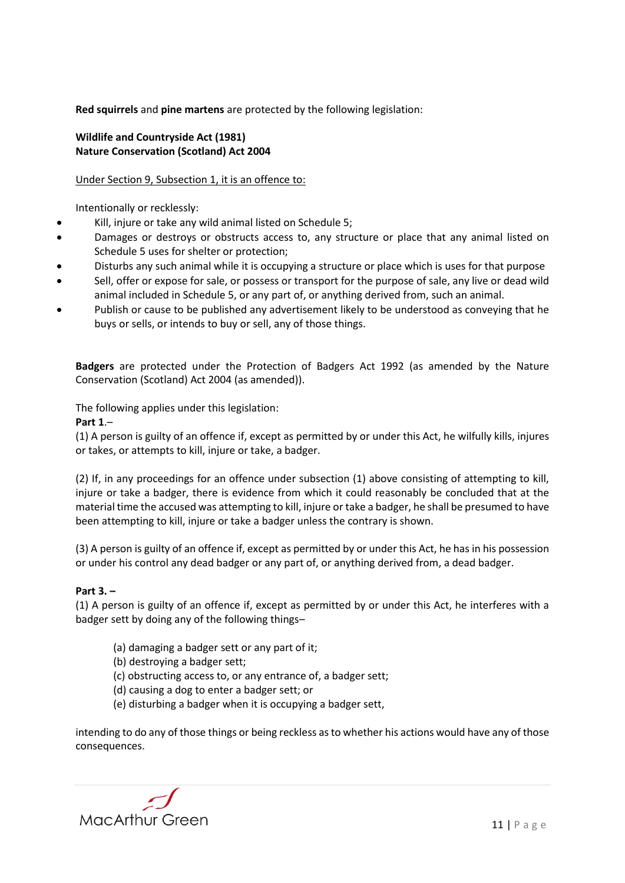**Red squirrels** and **pine martens** are protected by the following legislation:

**Wildlife and Countryside Act (1981)**
**Nature Conservation (Scotland) Act 2004**

<u>Under Section 9, Subsection 1, it is an offence to:</u>

Intentionally or recklessly:

- Kill, injure or take any wild animal listed on Schedule 5;
- Damages or destroys or obstructs access to, any structure or place that any animal listed on Schedule 5 uses for shelter or protection;
- Disturbs any such animal while it is occupying a structure or place which is uses for that purpose
- Sell, offer or expose for sale, or possess or transport for the purpose of sale, any live or dead wild animal included in Schedule 5, or any part of, or anything derived from, such an animal.
- Publish or cause to be published any advertisement likely to be understood as conveying that he buys or sells, or intends to buy or sell, any of those things.

**Badgers** are protected under the Protection of Badgers Act 1992 (as amended by the Nature Conservation (Scotland) Act 2004 (as amended)).

The following applies under this legislation:

**Part 1**.–

(1) A person is guilty of an offence if, except as permitted by or under this Act, he wilfully kills, injures or takes, or attempts to kill, injure or take, a badger.

(2) If, in any proceedings for an offence under subsection (1) above consisting of attempting to kill, injure or take a badger, there is evidence from which it could reasonably be concluded that at the material time the accused was attempting to kill, injure or take a badger, he shall be presumed to have been attempting to kill, injure or take a badger unless the contrary is shown.

(3) A person is guilty of an offence if, except as permitted by or under this Act, he has in his possession or under his control any dead badger or any part of, or anything derived from, a dead badger.

**Part 3. –**

(1) A person is guilty of an offence if, except as permitted by or under this Act, he interferes with a badger sett by doing any of the following things–

(a) damaging a badger sett or any part of it;
(b) destroying a badger sett;
(c) obstructing access to, or any entrance of, a badger sett;
(d) causing a dog to enter a badger sett; or
(e) disturbing a badger when it is occupying a badger sett,

intending to do any of those things or being reckless as to whether his actions would have any of those consequences.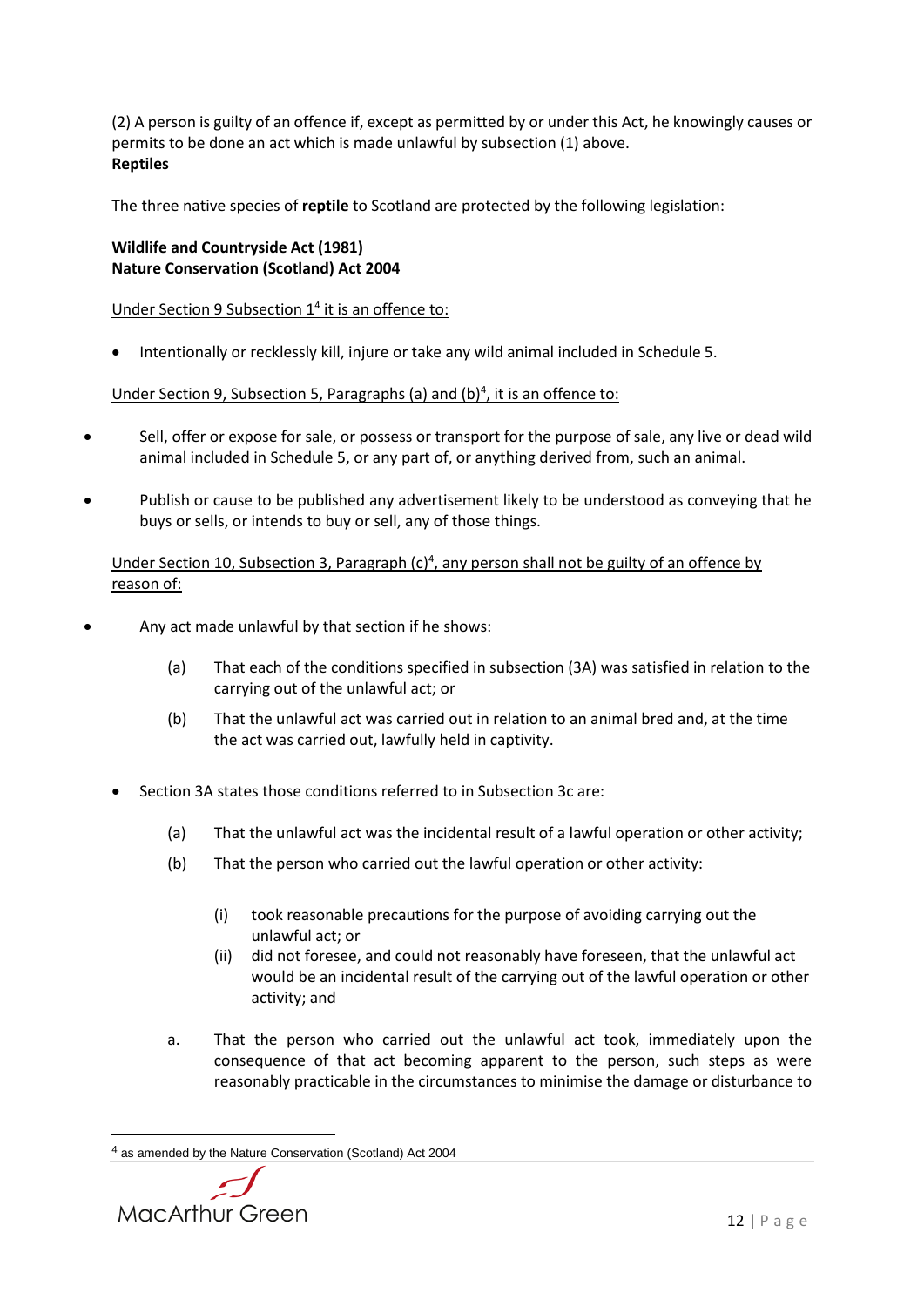(2) A person is guilty of an offence if, except as permitted by or under this Act, he knowingly causes or permits to be done an act which is made unlawful by subsection (1) above.

**Reptiles**

The three native species of **reptile** to Scotland are protected by the following legislation:

**Wildlife and Countryside Act (1981)**
**Nature Conservation (Scotland) Act 2004**

Under Section 9 Subsection 1[4] it is an offence to:

- Intentionally or recklessly kill, injure or take any wild animal included in Schedule 5.

Under Section 9, Subsection 5, Paragraphs (a) and (b)[4], it is an offence to:

- Sell, offer or expose for sale, or possess or transport for the purpose of sale, any live or dead wild animal included in Schedule 5, or any part of, or anything derived from, such an animal.
- Publish or cause to be published any advertisement likely to be understood as conveying that he buys or sells, or intends to buy or sell, any of those things.

Under Section 10, Subsection 3, Paragraph (c)[4], any person shall not be guilty of an offence by reason of:

- Any act made unlawful by that section if he shows:
  - (a) That each of the conditions specified in subsection (3A) was satisfied in relation to the carrying out of the unlawful act; or
  - (b) That the unlawful act was carried out in relation to an animal bred and, at the time the act was carried out, lawfully held in captivity.
- Section 3A states those conditions referred to in Subsection 3c are:
  - (a) That the unlawful act was the incidental result of a lawful operation or other activity;
  - (b) That the person who carried out the lawful operation or other activity:
    - (i) took reasonable precautions for the purpose of avoiding carrying out the unlawful act; or
    - (ii) did not foresee, and could not reasonably have foreseen, that the unlawful act would be an incidental result of the carrying out of the lawful operation or other activity; and
  - a. That the person who carried out the unlawful act took, immediately upon the consequence of that act becoming apparent to the person, such steps as were reasonably practicable in the circumstances to minimise the damage or disturbance to

[4] as amended by the Nature Conservation (Scotland) Act 2004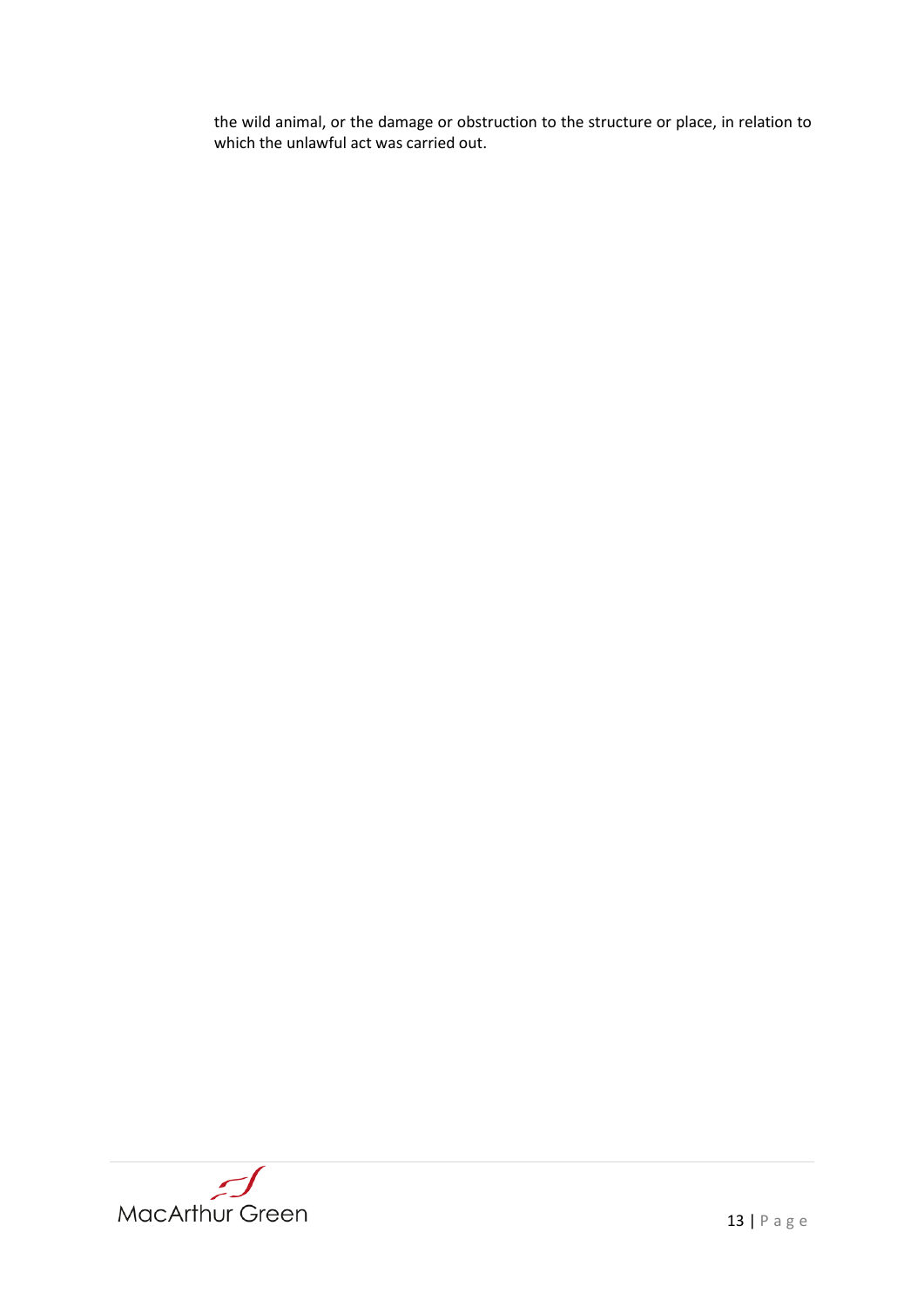the wild animal, or the damage or obstruction to the structure or place, in relation to which the unlawful act was carried out.